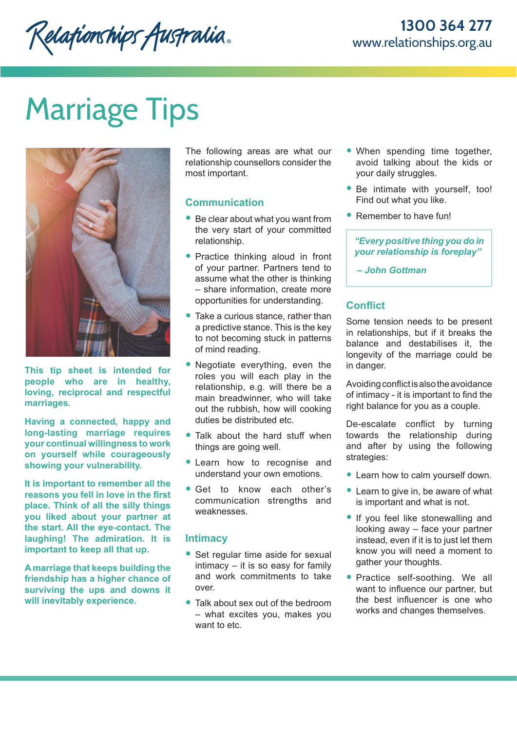# Marriage Tips

**This tip sheet is intended for people who are in healthy, loving, reciprocal and respectful marriages.**

**Having a connected, happy and long-lasting marriage requires your continual willingness to work on yourself while courageously showing your vulnerability.**

**It is important to remember all the reasons you fell in love in the first place. Think of all the silly things you liked about your partner at the start. All the eye-contact. The laughing! The admiration. It is important to keep all that up.**

**A marriage that keeps building the friendship has a higher chance of surviving the ups and downs it will inevitably experience.**

The following areas are what our relationship counsellors consider the most important.

## Communication

- Be clear about what you want from the very start of your committed relationship.
- Practice thinking aloud in front of your partner. Partners tend to assume what the other is thinking – share information, create more opportunities for understanding.
- Take a curious stance, rather than a predictive stance. This is the key to not becoming stuck in patterns of mind reading.
- Negotiate everything, even the roles you will each play in the relationship, e.g. will there be a main breadwinner, who will take out the rubbish, how will cooking duties be distributed etc.
- Talk about the hard stuff when things are going well.
- Learn how to recognise and understand your own emotions.
- Get to know each other's communication strengths and weaknesses.

## Intimacy

- Set regular time aside for sexual intimacy – it is so easy for family and work commitments to take over.
- Talk about sex out of the bedroom – what excites you, makes you want to etc.
- When spending time together, avoid talking about the kids or your daily struggles.
- Be intimate with yourself, too! Find out what you like.
- Remember to have fun!

> ***"Every positive thing you do in your relationship is foreplay"***
>
> ***– John Gottman***

## Conflict

Some tension needs to be present in relationships, but if it breaks the balance and destabilises it, the longevity of the marriage could be in danger.

Avoiding conflict is also the avoidance of intimacy - it is important to find the right balance for you as a couple.

De-escalate conflict by turning towards the relationship during and after by using the following strategies:

- Learn how to calm yourself down.
- Learn to give in, be aware of what is important and what is not.
- If you feel like stonewalling and looking away – face your partner instead, even if it is to just let them know you will need a moment to gather your thoughts.
- Practice self-soothing. We all want to influence our partner, but the best influencer is one who works and changes themselves.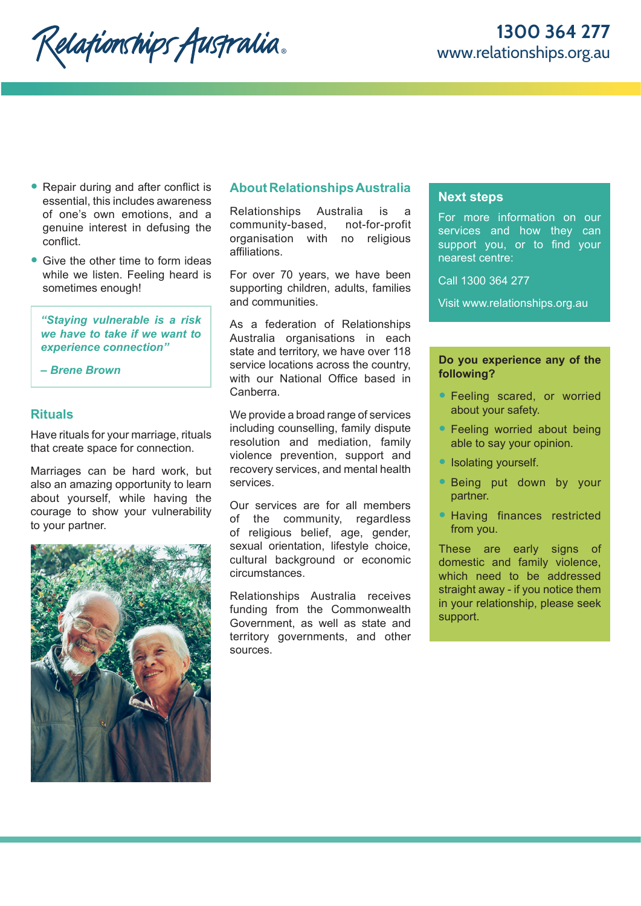- Repair during and after conflict is essential, this includes awareness of one's own emotions, and a genuine interest in defusing the conflict.
- Give the other time to form ideas while we listen. Feeling heard is sometimes enough!

> ***"Staying vulnerable is a risk we have to take if we want to experience connection"***
>
> ***– Brene Brown***

## Rituals

Have rituals for your marriage, rituals that create space for connection.

Marriages can be hard work, but also an amazing opportunity to learn about yourself, while having the courage to show your vulnerability to your partner.

## About Relationships Australia

Relationships Australia is a community-based, not-for-profit organisation with no religious affiliations.

For over 70 years, we have been supporting children, adults, families and communities.

As a federation of Relationships Australia organisations in each state and territory, we have over 118 service locations across the country, with our National Office based in Canberra.

We provide a broad range of services including counselling, family dispute resolution and mediation, family violence prevention, support and recovery services, and mental health services.

Our services are for all members of the community, regardless of religious belief, age, gender, sexual orientation, lifestyle choice, cultural background or economic circumstances.

Relationships Australia receives funding from the Commonwealth Government, as well as state and territory governments, and other sources.

## Next steps

For more information on our services and how they can support you, or to find your nearest centre:

Call 1300 364 277

Visit www.relationships.org.au

**Do you experience any of the following?**

- Feeling scared, or worried about your safety.
- Feeling worried about being able to say your opinion.
- Isolating yourself.
- Being put down by your partner.
- Having finances restricted from you.

These are early signs of domestic and family violence, which need to be addressed straight away - if you notice them in your relationship, please seek support.